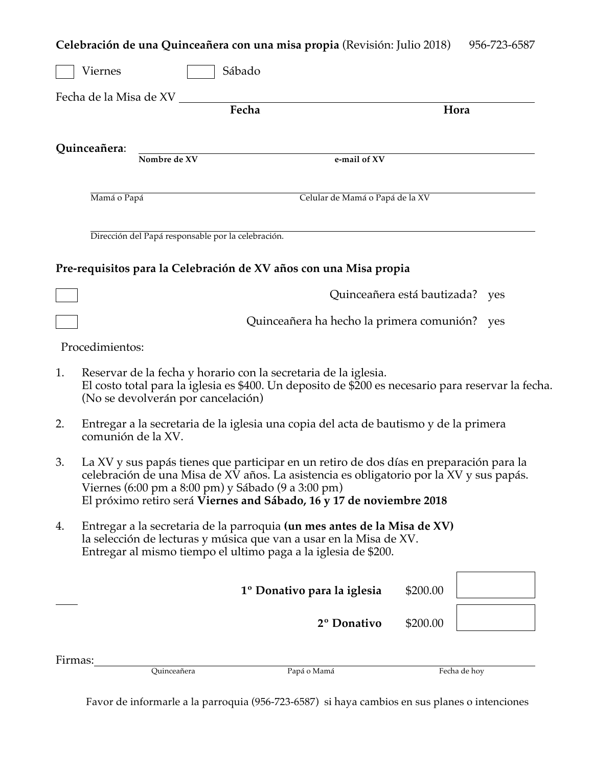**Celebración de una Quinceañera con una misa propia** (Revisión: Julio 2018) 956-723-6587

☐ Viernes ☐ Sábado

Fecha de la Misa de XV ______________________________________________
**Fecha** **Hora**

**Quinceañera**: ______________________________________________
**Nombre de XV** **e-mail of XV**

______________________________________________
Mamá o Papá Celular de Mamá o Papá de la XV

______________________________________________
Dirección del Papá responsable por la celebración.

**Pre-requisitos para la Celebración de XV años con una Misa propia**

☐ Quinceañera está bautizada? yes

☐ Quinceañera ha hecho la primera comunión? yes

Procedimientos:

1. Reservar de la fecha y horario con la secretaria de la iglesia.
   El costo total para la iglesia es $400. Un deposito de $200 es necesario para reservar la fecha.
   (No se devolverán por cancelación)

2. Entregar a la secretaria de la iglesia una copia del acta de bautismo y de la primera comunión de la XV.

3. La XV y sus papás tienes que participar en un retiro de dos días en preparación para la celebración de una Misa de XV años. La asistencia es obligatorio por la XV y sus papás.
   Viernes (6:00 pm a 8:00 pm) y Sábado (9 a 3:00 pm)
   El próximo retiro será **Viernes and Sábado, 16 y 17 de noviembre 2018**

4. Entregar a la secretaria de la parroquia **(un mes antes de la Misa de XV)** la selección de lecturas y música que van a usar en la Misa de XV.
   Entregar al mismo tiempo el ultimo paga a la iglesia de $200.

| | | |
|---|---|---|
| **1º Donativo para la iglesia** | $200.00 | ☐ |
| **2º Donativo** | $200.00 | ☐ |

Firmas: ______________________________________________
Quinceañera Papá o Mamá Fecha de hoy

Favor de informarle a la parroquia (956-723-6587) si haya cambios en sus planes o intenciones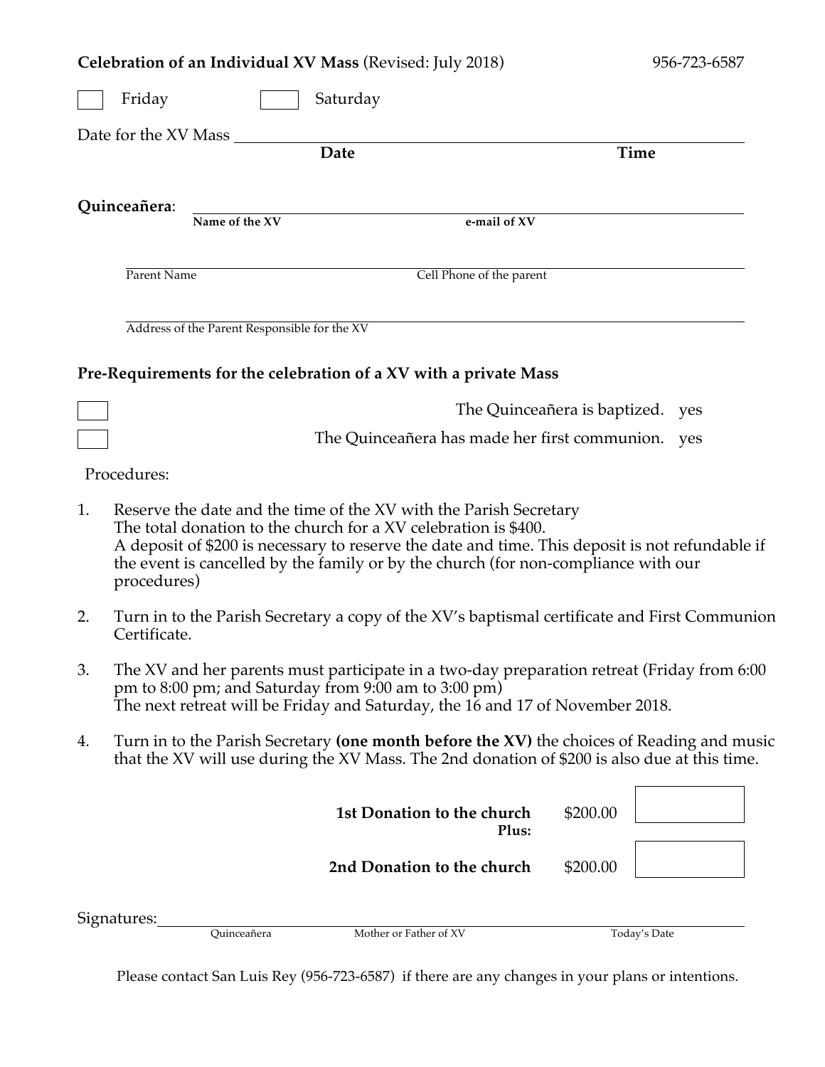**Celebration of an Individual XV Mass** (Revised: July 2018) 956-723-6587

☐ Friday ☐ Saturday

Date for the XV Mass ______________________________________________

**Date** **Time**

**Quinceañera**: ______________________________________________

**Name of the XV** **e-mail of XV**

______________________________________________

Parent Name Cell Phone of the parent

______________________________________________

Address of the Parent Responsible for the XV

**Pre-Requirements for the celebration of a XV with a private Mass**

☐ The Quinceañera is baptized. yes

☐ The Quinceañera has made her first communion. yes

Procedures:

1. Reserve the date and the time of the XV with the Parish Secretary
   The total donation to the church for a XV celebration is $400.
   A deposit of $200 is necessary to reserve the date and time. This deposit is not refundable if the event is cancelled by the family or by the church (for non-compliance with our procedures)
2. Turn in to the Parish Secretary a copy of the XV's baptismal certificate and First Communion Certificate.
3. The XV and her parents must participate in a two-day preparation retreat (Friday from 6:00 pm to 8:00 pm; and Saturday from 9:00 am to 3:00 pm)
   The next retreat will be Friday and Saturday, the 16 and 17 of November 2018.
4. Turn in to the Parish Secretary **(one month before the XV)** the choices of Reading and music that the XV will use during the XV Mass. The 2nd donation of $200 is also due at this time.

| | | |
|---|---|---|
| **1st Donation to the church** | $200.00 | |
| **Plus:** | | |
| **2nd Donation to the church** | $200.00 | |

Signatures: ______________________________________________

Quinceañera Mother or Father of XV Today's Date

Please contact San Luis Rey (956-723-6587) if there are any changes in your plans or intentions.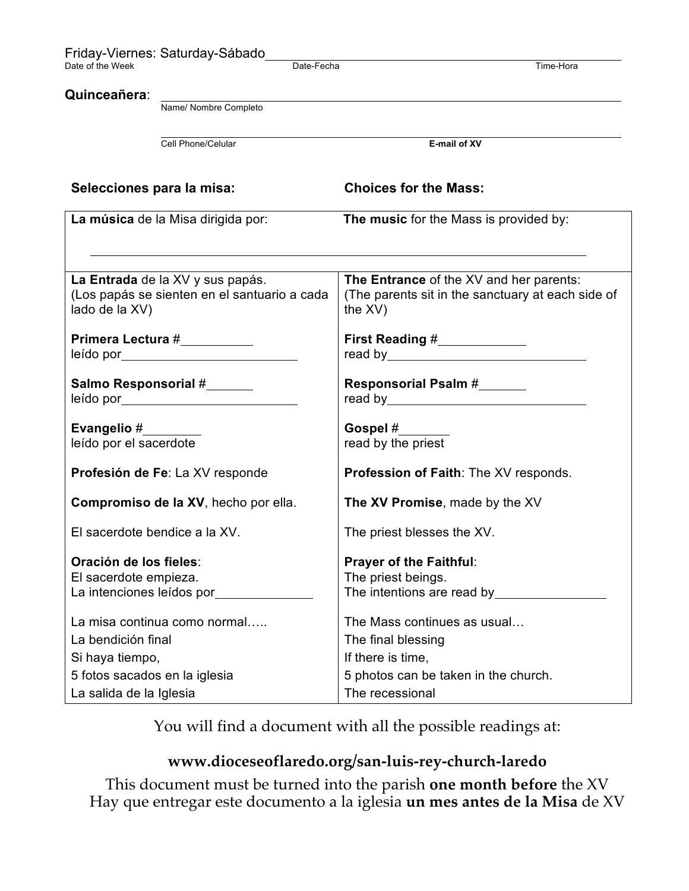Friday-Viernes: Saturday-Sábado______________________________

Date of the Week &nbsp;&nbsp;&nbsp;&nbsp;&nbsp;&nbsp;&nbsp;&nbsp; Date-Fecha &nbsp;&nbsp;&nbsp;&nbsp;&nbsp;&nbsp;&nbsp;&nbsp; Time-Hora

**Quinceañera**: ______________________________

Name/ Nombre Completo

______________________________

Cell Phone/Celular &nbsp;&nbsp;&nbsp;&nbsp;&nbsp;&nbsp;&nbsp;&nbsp; **E-mail of XV**

| **Selecciones para la misa:** | **Choices for the Mass:** |
|---|---|
| **La música** de la Misa dirigida por: ______________________________ | **The music** for the Mass is provided by: |
| **La Entrada** de la XV y sus papás. (Los papás se sienten en el santuario a cada lado de la XV) | **The Entrance** of the XV and her parents: (The parents sit in the sanctuary at each side of the XV) |
| **Primera Lectura #**__________ leído por______________________ | **First Reading #**__________ read by______________________ |
| **Salmo Responsorial #**_______ leído por______________________ | **Responsorial Psalm #**_______ read by______________________ |
| **Evangelio #**________ leído por el sacerdote | **Gospel #**_______ read by the priest |
| **Profesión de Fe**: La XV responde | **Profession of Faith**: The XV responds. |
| **Compromiso de la XV**, hecho por ella. | **The XV Promise**, made by the XV |
| El sacerdote bendice a la XV. | The priest blesses the XV. |
| **Oración de los fieles**: El sacerdote empieza. La intenciones leídos por______________ | **Prayer of the Faithful**: The priest beings. The intentions are read by________________ |
| La misa continua como normal….. La bendición final Si haya tiempo, 5 fotos sacados en la iglesia La salida de la Iglesia | The Mass continues as usual… The final blessing If there is time, 5 photos can be taken in the church. The recessional |

You will find a document with all the possible readings at:

**www.dioceseoflaredo.org/san-luis-rey-church-laredo**

This document must be turned into the parish **one month before** the XV
Hay que entregar este documento a la iglesia **un mes antes de la Misa** de XV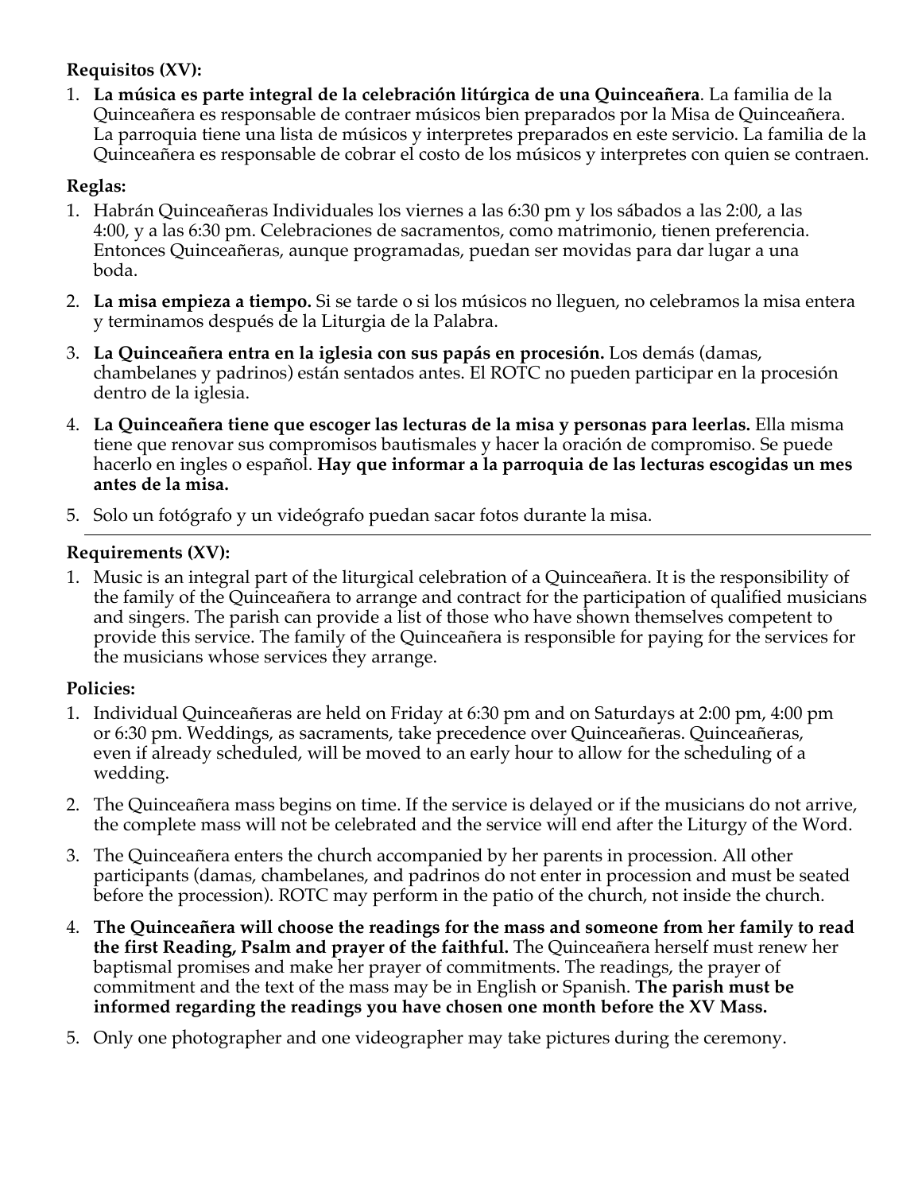**Requisitos (XV):**

1. **La música es parte integral de la celebración litúrgica de una Quinceañera**. La familia de la Quinceañera es responsable de contraer músicos bien preparados por la Misa de Quinceañera. La parroquia tiene una lista de músicos y interpretes preparados en este servicio. La familia de la Quinceañera es responsable de cobrar el costo de los músicos y interpretes con quien se contraen.

**Reglas:**

1. Habrán Quinceañeras Individuales los viernes a las 6:30 pm y los sábados a las 2:00, a las 4:00, y a las 6:30 pm. Celebraciones de sacramentos, como matrimonio, tienen preferencia. Entonces Quinceañeras, aunque programadas, puedan ser movidas para dar lugar a una boda.

2. **La misa empieza a tiempo.** Si se tarde o si los músicos no lleguen, no celebramos la misa entera y terminamos después de la Liturgia de la Palabra.

3. **La Quinceañera entra en la iglesia con sus papás en procesión.** Los demás (damas, chambelanes y padrinos) están sentados antes. El ROTC no pueden participar en la procesión dentro de la iglesia.

4. **La Quinceañera tiene que escoger las lecturas de la misa y personas para leerlas.** Ella misma tiene que renovar sus compromisos bautismales y hacer la oración de compromiso. Se puede hacerlo en ingles o español. **Hay que informar a la parroquia de las lecturas escogidas un mes antes de la misa.**

5. Solo un fotógrafo y un videógrafo puedan sacar fotos durante la misa.

---

**Requirements (XV):**

1. Music is an integral part of the liturgical celebration of a Quinceañera. It is the responsibility of the family of the Quinceañera to arrange and contract for the participation of qualified musicians and singers. The parish can provide a list of those who have shown themselves competent to provide this service. The family of the Quinceañera is responsible for paying for the services for the musicians whose services they arrange.

**Policies:**

1. Individual Quinceañeras are held on Friday at 6:30 pm and on Saturdays at 2:00 pm, 4:00 pm or 6:30 pm. Weddings, as sacraments, take precedence over Quinceañeras. Quinceañeras, even if already scheduled, will be moved to an early hour to allow for the scheduling of a wedding.

2. The Quinceañera mass begins on time. If the service is delayed or if the musicians do not arrive, the complete mass will not be celebrated and the service will end after the Liturgy of the Word.

3. The Quinceañera enters the church accompanied by her parents in procession. All other participants (damas, chambelanes, and padrinos do not enter in procession and must be seated before the procession). ROTC may perform in the patio of the church, not inside the church.

4. **The Quinceañera will choose the readings for the mass and someone from her family to read the first Reading, Psalm and prayer of the faithful.** The Quinceañera herself must renew her baptismal promises and make her prayer of commitments. The readings, the prayer of commitment and the text of the mass may be in English or Spanish. **The parish must be informed regarding the readings you have chosen one month before the XV Mass.**

5. Only one photographer and one videographer may take pictures during the ceremony.